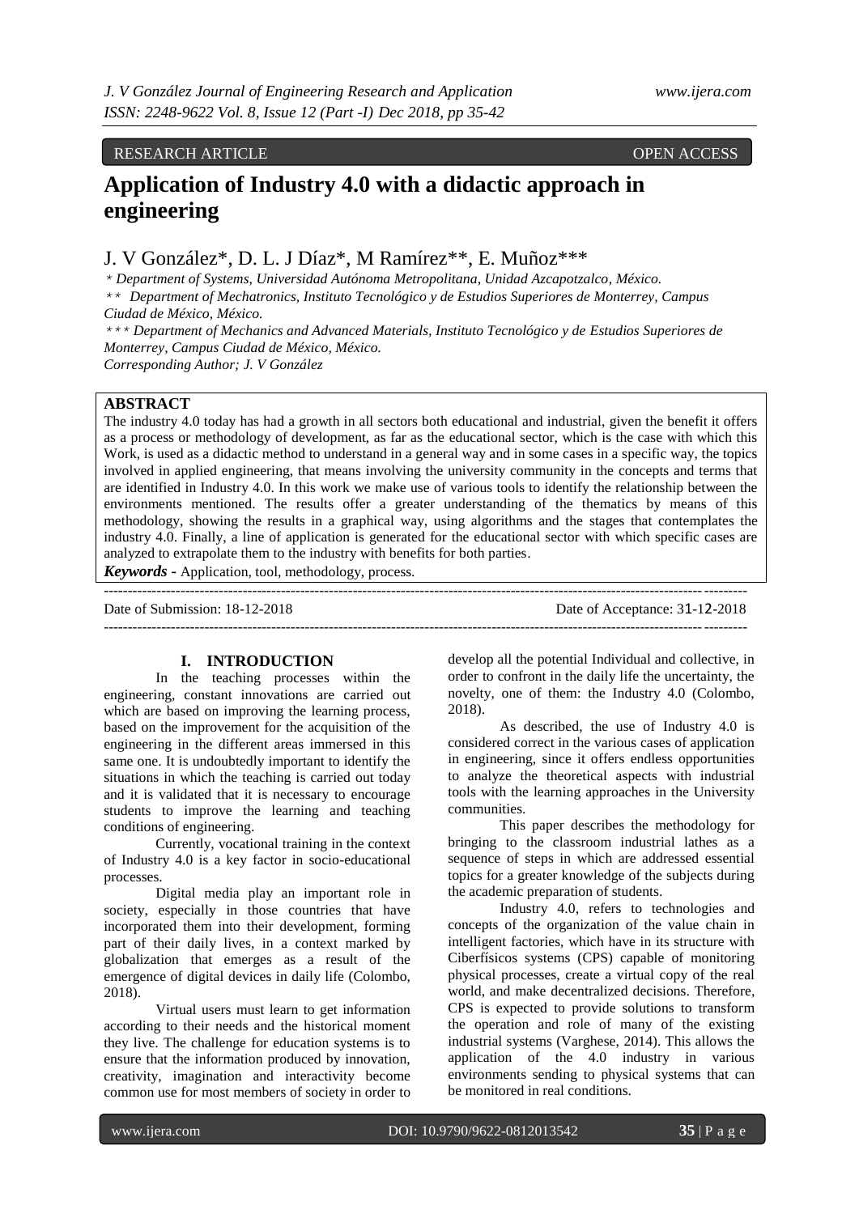RESEARCH ARTICLE OPEN ACCESS

# Application of Industry 4.0 with a didactic approach in engineering

J. V González*, D. L. J Díaz*, M Ramírez**, E. Muñoz***

*\* Department of Systems, Universidad Autónoma Metropolitana, Unidad Azcapotzalco, México.*
*\*\* Department of Mechatronics, Instituto Tecnológico y de Estudios Superiores de Monterrey, Campus Ciudad de México, México.*
*\*\*\* Department of Mechanics and Advanced Materials, Instituto Tecnológico y de Estudios Superiores de Monterrey, Campus Ciudad de México, México.*
*Corresponding Author; J. V González*

## ABSTRACT

The industry 4.0 today has had a growth in all sectors both educational and industrial, given the benefit it offers as a process or methodology of development, as far as the educational sector, which is the case with which this Work, is used as a didactic method to understand in a general way and in some cases in a specific way, the topics involved in applied engineering, that means involving the university community in the concepts and terms that are identified in Industry 4.0. In this work we make use of various tools to identify the relationship between the environments mentioned. The results offer a greater understanding of the thematics by means of this methodology, showing the results in a graphical way, using algorithms and the stages that contemplates the industry 4.0. Finally, a line of application is generated for the educational sector with which specific cases are analyzed to extrapolate them to the industry with benefits for both parties.

***Keywords* -** Application, tool, methodology, process.

Date of Submission: 18-12-2018 Date of Acceptance: 31-12-2018

## I. INTRODUCTION

In the teaching processes within the engineering, constant innovations are carried out which are based on improving the learning process, based on the improvement for the acquisition of the engineering in the different areas immersed in this same one. It is undoubtedly important to identify the situations in which the teaching is carried out today and it is validated that it is necessary to encourage students to improve the learning and teaching conditions of engineering.

Currently, vocational training in the context of Industry 4.0 is a key factor in socio-educational processes.

Digital media play an important role in society, especially in those countries that have incorporated them into their development, forming part of their daily lives, in a context marked by globalization that emerges as a result of the emergence of digital devices in daily life (Colombo, 2018).

Virtual users must learn to get information according to their needs and the historical moment they live. The challenge for education systems is to ensure that the information produced by innovation, creativity, imagination and interactivity become common use for most members of society in order to develop all the potential Individual and collective, in order to confront in the daily life the uncertainty, the novelty, one of them: the Industry 4.0 (Colombo, 2018).

As described, the use of Industry 4.0 is considered correct in the various cases of application in engineering, since it offers endless opportunities to analyze the theoretical aspects with industrial tools with the learning approaches in the University communities.

This paper describes the methodology for bringing to the classroom industrial lathes as a sequence of steps in which are addressed essential topics for a greater knowledge of the subjects during the academic preparation of students.

Industry 4.0, refers to technologies and concepts of the organization of the value chain in intelligent factories, which have in its structure with Ciberfísicos systems (CPS) capable of monitoring physical processes, create a virtual copy of the real world, and make decentralized decisions. Therefore, CPS is expected to provide solutions to transform the operation and role of many of the existing industrial systems (Varghese, 2014). This allows the application of the 4.0 industry in various environments sending to physical systems that can be monitored in real conditions.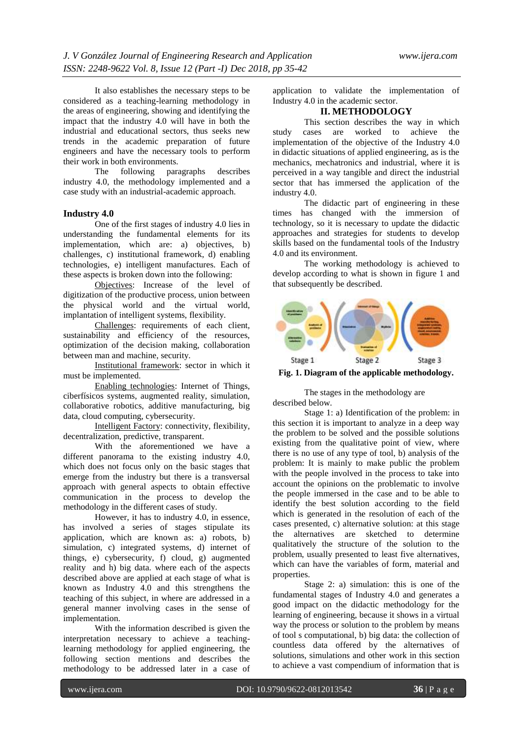It also establishes the necessary steps to be considered as a teaching-learning methodology in the areas of engineering, showing and identifying the impact that the industry 4.0 will have in both the industrial and educational sectors, thus seeks new trends in the academic preparation of future engineers and have the necessary tools to perform their work in both environments.

The following paragraphs describes industry 4.0, the methodology implemented and a case study with an industrial-academic approach.

## Industry 4.0

One of the first stages of industry 4.0 lies in understanding the fundamental elements for its implementation, which are: a) objectives, b) challenges, c) institutional framework, d) enabling technologies, e) intelligent manufactures. Each of these aspects is broken down into the following:

Objectives: Increase of the level of digitization of the productive process, union between the physical world and the virtual world, implantation of intelligent systems, flexibility.

Challenges: requirements of each client, sustainability and efficiency of the resources, optimization of the decision making, collaboration between man and machine, security.

Institutional framework: sector in which it must be implemented.

Enabling technologies: Internet of Things, ciberfísicos systems, augmented reality, simulation, collaborative robotics, additive manufacturing, big data, cloud computing, cybersecurity.

Intelligent Factory: connectivity, flexibility, decentralization, predictive, transparent.

With the aforementioned we have a different panorama to the existing industry 4.0, which does not focus only on the basic stages that emerge from the industry but there is a transversal approach with general aspects to obtain effective communication in the process to develop the methodology in the different cases of study.

However, it has to industry 4.0, in essence, has involved a series of stages stipulate its application, which are known as: a) robots, b) simulation, c) integrated systems, d) internet of things, e) cybersecurity, f) cloud, g) augmented reality and h) big data. where each of the aspects described above are applied at each stage of what is known as Industry 4.0 and this strengthens the teaching of this subject, in where are addressed in a general manner involving cases in the sense of implementation.

With the information described is given the interpretation necessary to achieve a teaching-learning methodology for applied engineering, the following section mentions and describes the methodology to be addressed later in a case of application to validate the implementation of Industry 4.0 in the academic sector.

## II. METHODOLOGY

This section describes the way in which study cases are worked to achieve the implementation of the objective of the Industry 4.0 in didactic situations of applied engineering, as is the mechanics, mechatronics and industrial, where it is perceived in a way tangible and direct the industrial sector that has immersed the application of the industry 4.0.

The didactic part of engineering in these times has changed with the immersion of technology, so it is necessary to update the didactic approaches and strategies for students to develop skills based on the fundamental tools of the Industry 4.0 and its environment.

The working methodology is achieved to develop according to what is shown in figure 1 and that subsequently be described.

**Fig. 1. Diagram of the applicable methodology.**

The stages in the methodology are described below.

Stage 1: a) Identification of the problem: in this section it is important to analyze in a deep way the problem to be solved and the possible solutions existing from the qualitative point of view, where there is no use of any type of tool, b) analysis of the problem: It is mainly to make public the problem with the people involved in the process to take into account the opinions on the problematic to involve the people immersed in the case and to be able to identify the best solution according to the field which is generated in the resolution of each of the cases presented, c) alternative solution: at this stage the alternatives are sketched to determine qualitatively the structure of the solution to the problem, to least five alternatives, which can have the variables of form, material and properties.

Stage 2: a) simulation: this is one of the fundamental stages of Industry 4.0 and generates a good impact on the didactic methodology for the learning of engineering, because it shows in a virtual way the process or solution to the problem by means of tool s computational, b) big data: the collection of countless data offered by the alternatives of solutions, simulations and other work in this section to achieve a vast compendium of information that is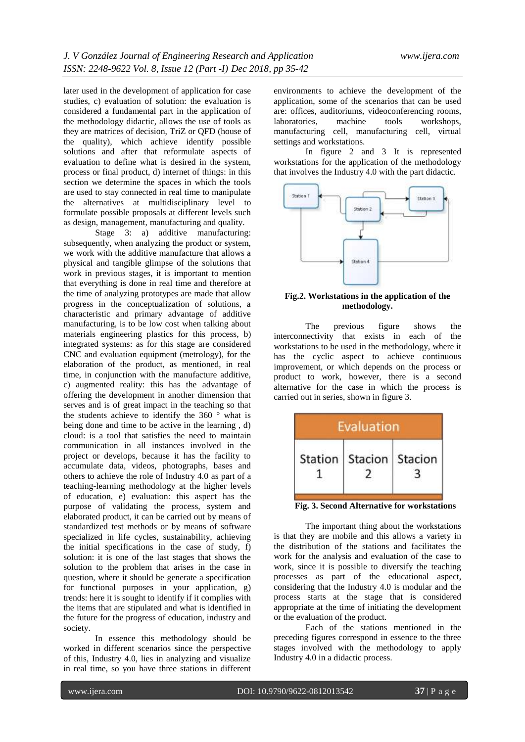later used in the development of application for case studies, c) evaluation of solution: the evaluation is considered a fundamental part in the application of the methodology didactic, allows the use of tools as they are matrices of decision, TriZ or QFD (house of the quality), which achieve identify possible solutions and after that reformulate aspects of evaluation to define what is desired in the system, process or final product, d) internet of things: in this section we determine the spaces in which the tools are used to stay connected in real time to manipulate the alternatives at multidisciplinary level to formulate possible proposals at different levels such as design, management, manufacturing and quality.

Stage 3: a) additive manufacturing: subsequently, when analyzing the product or system, we work with the additive manufacture that allows a physical and tangible glimpse of the solutions that work in previous stages, it is important to mention that everything is done in real time and therefore at the time of analyzing prototypes are made that allow progress in the conceptualization of solutions, a characteristic and primary advantage of additive manufacturing, is to be low cost when talking about materials engineering plastics for this process, b) integrated systems: as for this stage are considered CNC and evaluation equipment (metrology), for the elaboration of the product, as mentioned, in real time, in conjunction with the manufacture additive, c) augmented reality: this has the advantage of offering the development in another dimension that serves and is of great impact in the teaching so that the students achieve to identify the 360 ° what is being done and time to be active in the learning , d) cloud: is a tool that satisfies the need to maintain communication in all instances involved in the project or develops, because it has the facility to accumulate data, videos, photographs, bases and others to achieve the role of Industry 4.0 as part of a teaching-learning methodology at the higher levels of education, e) evaluation: this aspect has the purpose of validating the process, system and elaborated product, it can be carried out by means of standardized test methods or by means of software specialized in life cycles, sustainability, achieving the initial specifications in the case of study, f) solution: it is one of the last stages that shows the solution to the problem that arises in the case in question, where it should be generate a specification for functional purposes in your application, g) trends: here it is sought to identify if it complies with the items that are stipulated and what is identified in the future for the progress of education, industry and society.

In essence this methodology should be worked in different scenarios since the perspective of this, Industry 4.0, lies in analyzing and visualize in real time, so you have three stations in different environments to achieve the development of the application, some of the scenarios that can be used are: offices, auditoriums, videoconferencing rooms, laboratories, machine tools workshops, manufacturing cell, manufacturing cell, virtual settings and workstations.

In figure 2 and 3 It is represented workstations for the application of the methodology that involves the Industry 4.0 with the part didactic.

**Fig.2. Workstations in the application of the methodology.**

The previous figure shows the interconnectivity that exists in each of the workstations to be used in the methodology, where it has the cyclic aspect to achieve continuous improvement, or which depends on the process or product to work, however, there is a second alternative for the case in which the process is carried out in series, shown in figure 3.

| Evaluation | | |
|---|---|---|
| Station 1 | Stacion 2 | Stacion 3 |

**Fig. 3. Second Alternative for workstations**

The important thing about the workstations is that they are mobile and this allows a variety in the distribution of the stations and facilitates the work for the analysis and evaluation of the case to work, since it is possible to diversify the teaching processes as part of the educational aspect, considering that the Industry 4.0 is modular and the process starts at the stage that is considered appropriate at the time of initiating the development or the evaluation of the product.

Each of the stations mentioned in the preceding figures correspond in essence to the three stages involved with the methodology to apply Industry 4.0 in a didactic process.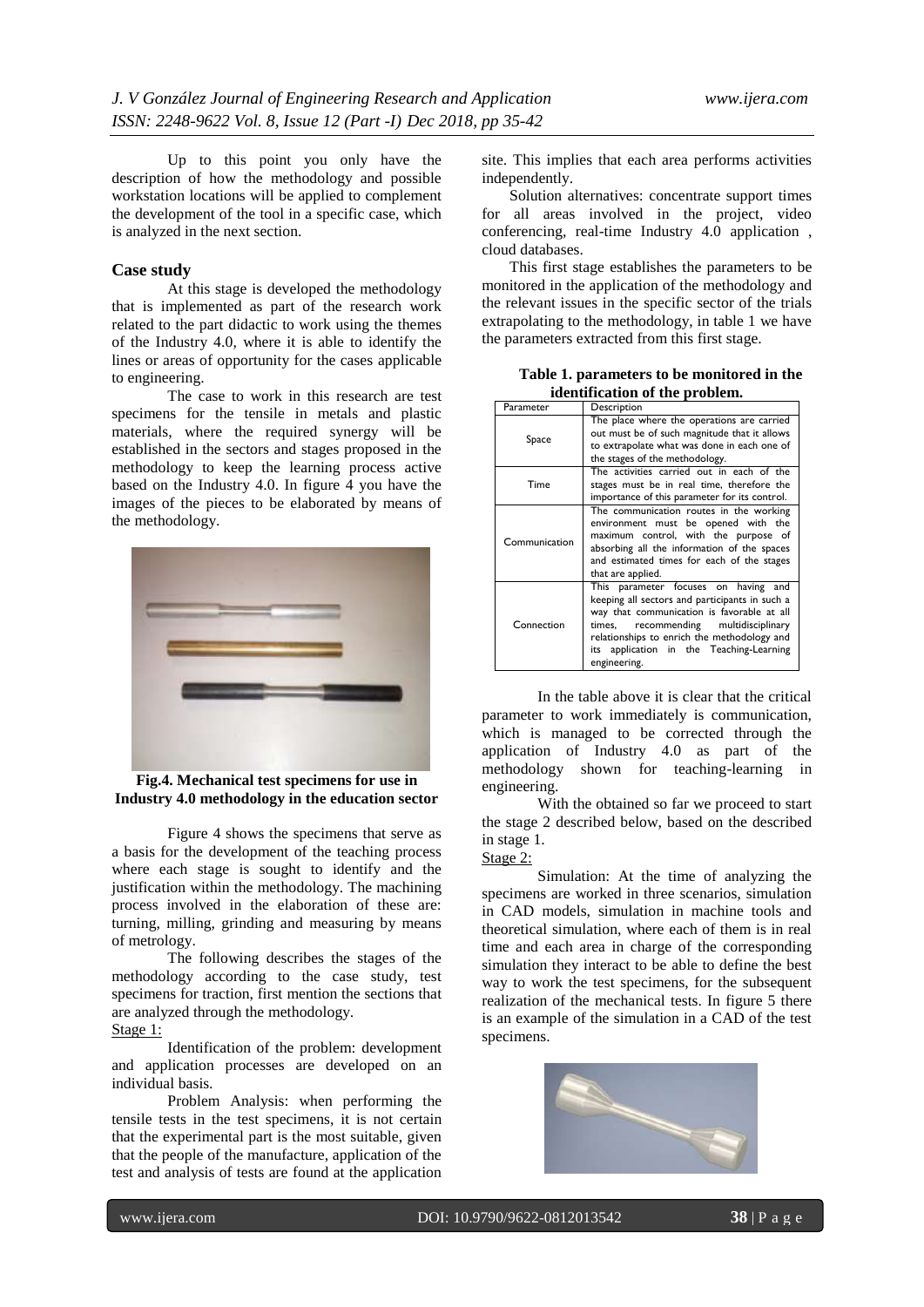Up to this point you only have the description of how the methodology and possible workstation locations will be applied to complement the development of the tool in a specific case, which is analyzed in the next section.

### Case study

At this stage is developed the methodology that is implemented as part of the research work related to the part didactic to work using the themes of the Industry 4.0, where it is able to identify the lines or areas of opportunity for the cases applicable to engineering.

The case to work in this research are test specimens for the tensile in metals and plastic materials, where the required synergy will be established in the sectors and stages proposed in the methodology to keep the learning process active based on the Industry 4.0. In figure 4 you have the images of the pieces to be elaborated by means of the methodology.

**Fig.4. Mechanical test specimens for use in Industry 4.0 methodology in the education sector**

Figure 4 shows the specimens that serve as a basis for the development of the teaching process where each stage is sought to identify and the justification within the methodology. The machining process involved in the elaboration of these are: turning, milling, grinding and measuring by means of metrology.

The following describes the stages of the methodology according to the case study, test specimens for traction, first mention the sections that are analyzed through the methodology.

Stage 1:

Identification of the problem: development and application processes are developed on an individual basis.

Problem Analysis: when performing the tensile tests in the test specimens, it is not certain that the experimental part is the most suitable, given that the people of the manufacture, application of the test and analysis of tests are found at the application site. This implies that each area performs activities independently.

Solution alternatives: concentrate support times for all areas involved in the project, video conferencing, real-time Industry 4.0 application , cloud databases.

This first stage establishes the parameters to be monitored in the application of the methodology and the relevant issues in the specific sector of the trials extrapolating to the methodology, in table 1 we have the parameters extracted from this first stage.

**Table 1. parameters to be monitored in the identification of the problem.**

| Parameter | Description |
|---|---|
| Space | The place where the operations are carried out must be of such magnitude that it allows to extrapolate what was done in each one of the stages of the methodology. |
| Time | The activities carried out in each of the stages must be in real time, therefore the importance of this parameter for its control. |
| Communication | The communication routes in the working environment must be opened with the maximum control, with the purpose of absorbing all the information of the spaces and estimated times for each of the stages that are applied. |
| Connection | This parameter focuses on having and keeping all sectors and participants in such a way that communication is favorable at all times, recommending multidisciplinary relationships to enrich the methodology and its application in the Teaching-Learning engineering. |

In the table above it is clear that the critical parameter to work immediately is communication, which is managed to be corrected through the application of Industry 4.0 as part of the methodology shown for teaching-learning in engineering.

With the obtained so far we proceed to start the stage 2 described below, based on the described in stage 1.

Stage 2:

Simulation: At the time of analyzing the specimens are worked in three scenarios, simulation in CAD models, simulation in machine tools and theoretical simulation, where each of them is in real time and each area in charge of the corresponding simulation they interact to be able to define the best way to work the test specimens, for the subsequent realization of the mechanical tests. In figure 5 there is an example of the simulation in a CAD of the test specimens.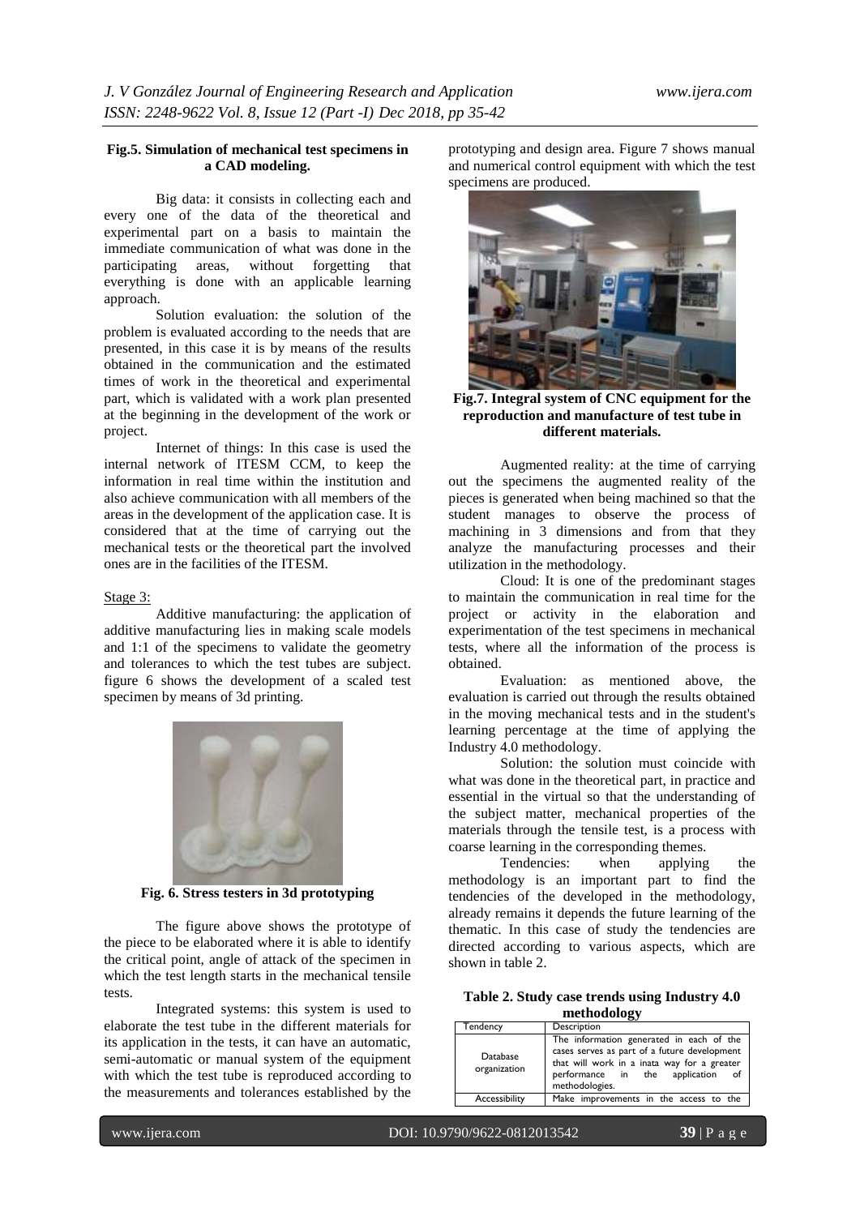**Fig.5. Simulation of mechanical test specimens in a CAD modeling.**

Big data: it consists in collecting each and every one of the data of the theoretical and experimental part on a basis to maintain the immediate communication of what was done in the participating areas, without forgetting that everything is done with an applicable learning approach.

Solution evaluation: the solution of the problem is evaluated according to the needs that are presented, in this case it is by means of the results obtained in the communication and the estimated times of work in the theoretical and experimental part, which is validated with a work plan presented at the beginning in the development of the work or project.

Internet of things: In this case is used the internal network of ITESM CCM, to keep the information in real time within the institution and also achieve communication with all members of the areas in the development of the application case. It is considered that at the time of carrying out the mechanical tests or the theoretical part the involved ones are in the facilities of the ITESM.

Stage 3:

Additive manufacturing: the application of additive manufacturing lies in making scale models and 1:1 of the specimens to validate the geometry and tolerances to which the test tubes are subject. figure 6 shows the development of a scaled test specimen by means of 3d printing.

**Fig. 6. Stress testers in 3d prototyping**

The figure above shows the prototype of the piece to be elaborated where it is able to identify the critical point, angle of attack of the specimen in which the test length starts in the mechanical tensile tests.

Integrated systems: this system is used to elaborate the test tube in the different materials for its application in the tests, it can have an automatic, semi-automatic or manual system of the equipment with which the test tube is reproduced according to the measurements and tolerances established by the prototyping and design area. Figure 7 shows manual and numerical control equipment with which the test specimens are produced.

**Fig.7. Integral system of CNC equipment for the reproduction and manufacture of test tube in different materials.**

Augmented reality: at the time of carrying out the specimens the augmented reality of the pieces is generated when being machined so that the student manages to observe the process of machining in 3 dimensions and from that they analyze the manufacturing processes and their utilization in the methodology.

Cloud: It is one of the predominant stages to maintain the communication in real time for the project or activity in the elaboration and experimentation of the test specimens in mechanical tests, where all the information of the process is obtained.

Evaluation: as mentioned above, the evaluation is carried out through the results obtained in the moving mechanical tests and in the student's learning percentage at the time of applying the Industry 4.0 methodology.

Solution: the solution must coincide with what was done in the theoretical part, in practice and essential in the virtual so that the understanding of the subject matter, mechanical properties of the materials through the tensile test, is a process with coarse learning in the corresponding themes.

Tendencies: when applying the methodology is an important part to find the tendencies of the developed in the methodology, already remains it depends the future learning of the thematic. In this case of study the tendencies are directed according to various aspects, which are shown in table 2.

**Table 2. Study case trends using Industry 4.0 methodology**

| Tendency | Description |
|---|---|
| Database organization | The information generated in each of the cases serves as part of a future development that will work in a inata way for a greater performance in the application of methodologies. |
| Accessibility | Make improvements in the access to the |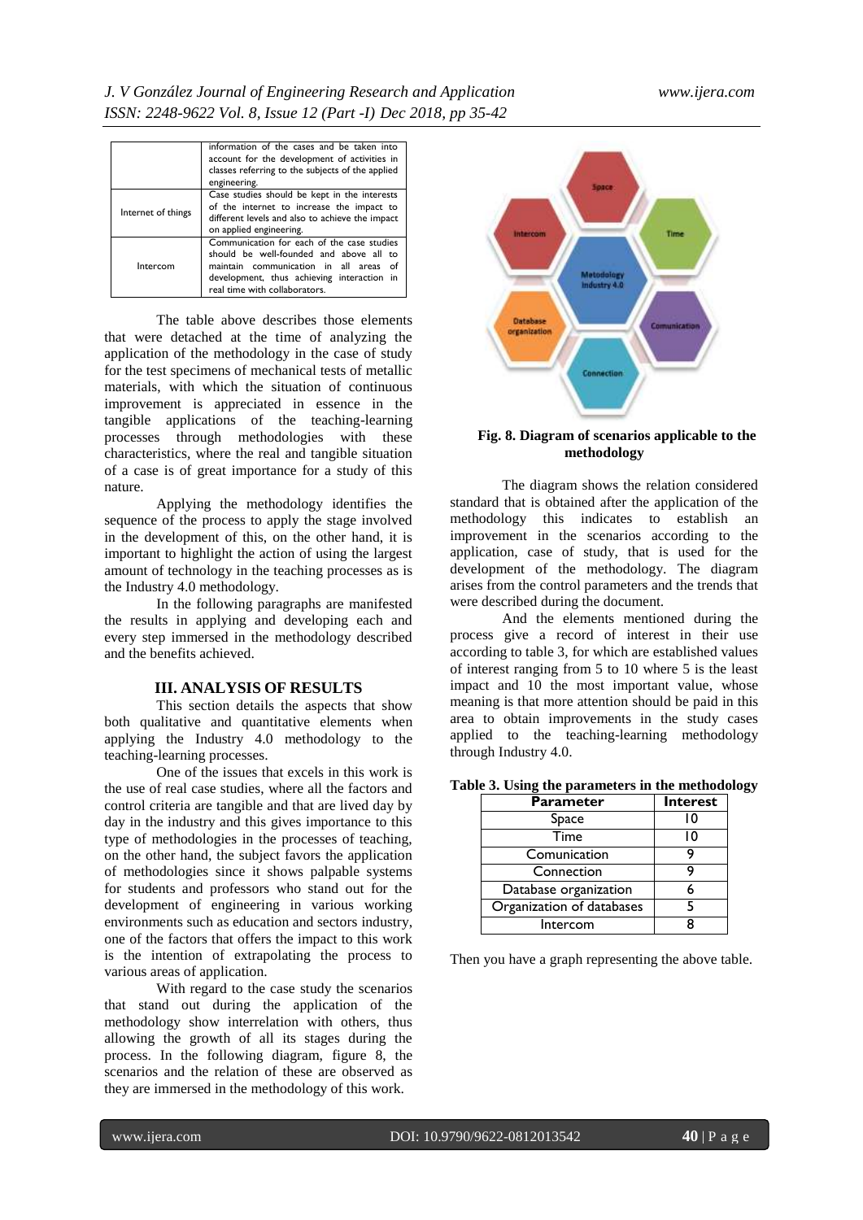| | |
|---|---|
| | information of the cases and be taken into account for the development of activities in classes referring to the subjects of the applied engineering. |
| Internet of things | Case studies should be kept in the interests of the internet to increase the impact to different levels and also to achieve the impact on applied engineering. |
| Intercom | Communication for each of the case studies should be well-founded and above all to maintain communication in all areas of development, thus achieving interaction in real time with collaborators. |

The table above describes those elements that were detached at the time of analyzing the application of the methodology in the case of study for the test specimens of mechanical tests of metallic materials, with which the situation of continuous improvement is appreciated in essence in the tangible applications of the teaching-learning processes through methodologies with these characteristics, where the real and tangible situation of a case is of great importance for a study of this nature.

Applying the methodology identifies the sequence of the process to apply the stage involved in the development of this, on the other hand, it is important to highlight the action of using the largest amount of technology in the teaching processes as is the Industry 4.0 methodology.

In the following paragraphs are manifested the results in applying and developing each and every step immersed in the methodology described and the benefits achieved.

## III. ANALYSIS OF RESULTS

This section details the aspects that show both qualitative and quantitative elements when applying the Industry 4.0 methodology to the teaching-learning processes.

One of the issues that excels in this work is the use of real case studies, where all the factors and control criteria are tangible and that are lived day by day in the industry and this gives importance to this type of methodologies in the processes of teaching, on the other hand, the subject favors the application of methodologies since it shows palpable systems for students and professors who stand out for the development of engineering in various working environments such as education and sectors industry, one of the factors that offers the impact to this work is the intention of extrapolating the process to various areas of application.

With regard to the case study the scenarios that stand out during the application of the methodology show interrelation with others, thus allowing the growth of all its stages during the process. In the following diagram, figure 8, the scenarios and the relation of these are observed as they are immersed in the methodology of this work.

**Fig. 8. Diagram of scenarios applicable to the methodology**

The diagram shows the relation considered standard that is obtained after the application of the methodology this indicates to establish an improvement in the scenarios according to the application, case of study, that is used for the development of the methodology. The diagram arises from the control parameters and the trends that were described during the document.

And the elements mentioned during the process give a record of interest in their use according to table 3, for which are established values of interest ranging from 5 to 10 where 5 is the least impact and 10 the most important value, whose meaning is that more attention should be paid in this area to obtain improvements in the study cases applied to the teaching-learning methodology through Industry 4.0.

**Table 3. Using the parameters in the methodology**

| Parameter | Interest |
|---|---|
| Space | 10 |
| Time | 10 |
| Comunication | 9 |
| Connection | 9 |
| Database organization | 6 |
| Organization of databases | 5 |
| Intercom | 8 |

Then you have a graph representing the above table.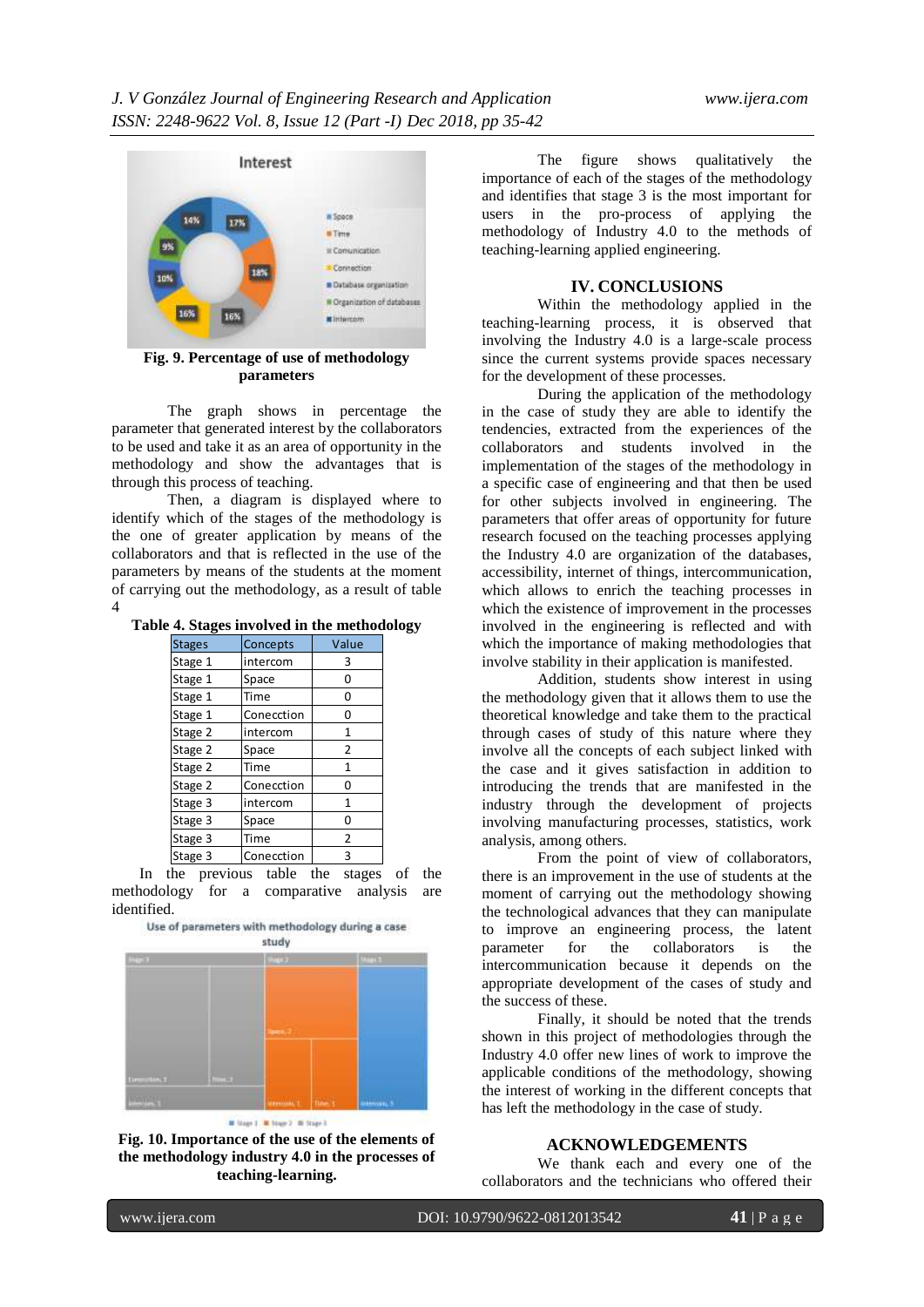Fig. 9. Percentage of use of methodology parameters

The graph shows in percentage the parameter that generated interest by the collaborators to be used and take it as an area of opportunity in the methodology and show the advantages that is through this process of teaching.

Then, a diagram is displayed where to identify which of the stages of the methodology is the one of greater application by means of the collaborators and that is reflected in the use of the parameters by means of the students at the moment of carrying out the methodology, as a result of table 4

**Table 4. Stages involved in the methodology**

| Stages | Concepts | Value |
|---|---|---|
| Stage 1 | intercom | 3 |
| Stage 1 | Space | 0 |
| Stage 1 | Time | 0 |
| Stage 1 | Conecction | 0 |
| Stage 2 | intercom | 1 |
| Stage 2 | Space | 2 |
| Stage 2 | Time | 1 |
| Stage 2 | Conecction | 0 |
| Stage 3 | intercom | 1 |
| Stage 3 | Space | 0 |
| Stage 3 | Time | 2 |
| Stage 3 | Conecction | 3 |

In the previous table the stages of the methodology for a comparative analysis are identified.

**Fig. 10. Importance of the use of the elements of the methodology industry 4.0 in the processes of teaching-learning.**

The figure shows qualitatively the importance of each of the stages of the methodology and identifies that stage 3 is the most important for users in the pro-process of applying the methodology of Industry 4.0 to the methods of teaching-learning applied engineering.

## IV. CONCLUSIONS

Within the methodology applied in the teaching-learning process, it is observed that involving the Industry 4.0 is a large-scale process since the current systems provide spaces necessary for the development of these processes.

During the application of the methodology in the case of study they are able to identify the tendencies, extracted from the experiences of the collaborators and students involved in the implementation of the stages of the methodology in a specific case of engineering and that then be used for other subjects involved in engineering. The parameters that offer areas of opportunity for future research focused on the teaching processes applying the Industry 4.0 are organization of the databases, accessibility, internet of things, intercommunication, which allows to enrich the teaching processes in which the existence of improvement in the processes involved in the engineering is reflected and with which the importance of making methodologies that involve stability in their application is manifested.

Addition, students show interest in using the methodology given that it allows them to use the theoretical knowledge and take them to the practical through cases of study of this nature where they involve all the concepts of each subject linked with the case and it gives satisfaction in addition to introducing the trends that are manifested in the industry through the development of projects involving manufacturing processes, statistics, work analysis, among others.

From the point of view of collaborators, there is an improvement in the use of students at the moment of carrying out the methodology showing the technological advances that they can manipulate to improve an engineering process, the latent parameter for the collaborators is the intercommunication because it depends on the appropriate development of the cases of study and the success of these.

Finally, it should be noted that the trends shown in this project of methodologies through the Industry 4.0 offer new lines of work to improve the applicable conditions of the methodology, showing the interest of working in the different concepts that has left the methodology in the case of study.

## ACKNOWLEDGEMENTS

We thank each and every one of the collaborators and the technicians who offered their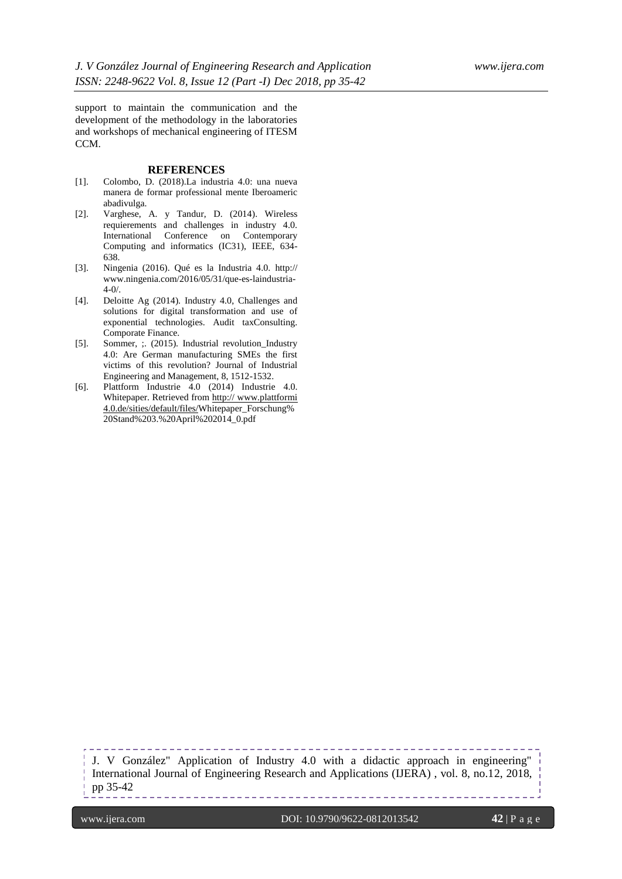support to maintain the communication and the development of the methodology in the laboratories and workshops of mechanical engineering of ITESM CCM.

## REFERENCES

[1]. Colombo, D. (2018).La industria 4.0: una nueva manera de formar professional mente Iberoameric abadivulga.

[2]. Varghese, A. y Tandur, D. (2014). Wireless requierements and challenges in industry 4.0. International Conference on Contemporary Computing and informatics (IC31), IEEE, 634-638.

[3]. Ningenia (2016). Qué es la Industria 4.0. http:// www.ningenia.com/2016/05/31/que-es-laindustria-4-0/.

[4]. Deloitte Ag (2014). Industry 4.0, Challenges and solutions for digital transformation and use of exponential technologies. Audit taxConsulting. Comporate Finance.

[5]. Sommer, ;. (2015). Industrial revolution_Industry 4.0: Are German manufacturing SMEs the first victims of this revolution? Journal of Industrial Engineering and Management, 8, 1512-1532.

[6]. Plattform Industrie 4.0 (2014) Industrie 4.0. Whitepaper. Retrieved from http:// www.plattformi 4.0.de/sities/default/files/Whitepaper_Forschung%20Stand%203.%20April%202014_0.pdf

J. V González" Application of Industry 4.0 with a didactic approach in engineering" International Journal of Engineering Research and Applications (IJERA) , vol. 8, no.12, 2018, pp 35-42